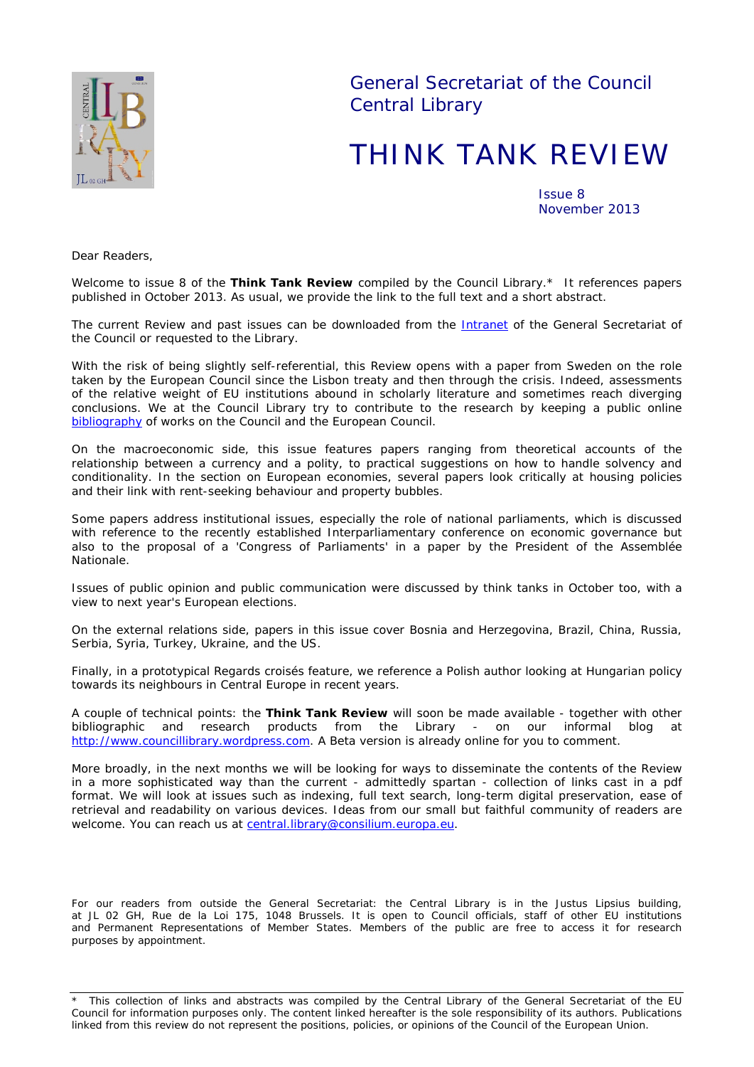General Secretariat of the Council
Central Library

# THINK TANK REVIEW

Issue 8
November 2013

Dear Readers,

Welcome to issue 8 of the **Think Tank Review** compiled by the Council Library.* It references papers published in October 2013. As usual, we provide the link to the full text and a short abstract.

The current Review and past issues can be downloaded from the Intranet of the General Secretariat of the Council or requested to the Library.

With the risk of being slightly self-referential, this Review opens with a paper from Sweden on the role taken by the European Council since the Lisbon treaty and then through the crisis. Indeed, assessments of the relative weight of EU institutions abound in scholarly literature and sometimes reach diverging conclusions. We at the Council Library try to contribute to the research by keeping a public online bibliography of works on the Council and the European Council.

On the macroeconomic side, this issue features papers ranging from theoretical accounts of the relationship between a currency and a polity, to practical suggestions on how to handle solvency and conditionality. In the section on European economies, several papers look critically at housing policies and their link with rent-seeking behaviour and property bubbles.

Some papers address institutional issues, especially the role of national parliaments, which is discussed with reference to the recently established Interparliamentary conference on economic governance but also to the proposal of a 'Congress of Parliaments' in a paper by the President of the Assemblée Nationale.

Issues of public opinion and public communication were discussed by think tanks in October too, with a view to next year's European elections.

On the external relations side, papers in this issue cover Bosnia and Herzegovina, Brazil, China, Russia, Serbia, Syria, Turkey, Ukraine, and the US.

Finally, in a prototypical Regards croisés feature, we reference a Polish author looking at Hungarian policy towards its neighbours in Central Europe in recent years.

A couple of technical points: the **Think Tank Review** will soon be made available - together with other bibliographic and research products from the Library - on our informal blog at http://www.councillibrary.wordpress.com. A Beta version is already online for you to comment.

More broadly, in the next months we will be looking for ways to disseminate the contents of the Review in a more sophisticated way than the current - admittedly spartan - collection of links cast in a pdf format. We will look at issues such as indexing, full text search, long-term digital preservation, ease of retrieval and readability on various devices. Ideas from our small but faithful community of readers are welcome. You can reach us at central.library@consilium.europa.eu.

For our readers from outside the General Secretariat: the Central Library is in the Justus Lipsius building, at JL 02 GH, Rue de la Loi 175, 1048 Brussels. It is open to Council officials, staff of other EU institutions and Permanent Representations of Member States. Members of the public are free to access it for research purposes by appointment.

---

* This collection of links and abstracts was compiled by the Central Library of the General Secretariat of the EU Council for information purposes only. The content linked hereafter is the sole responsibility of its authors. Publications linked from this review do not represent the positions, policies, or opinions of the Council of the European Union.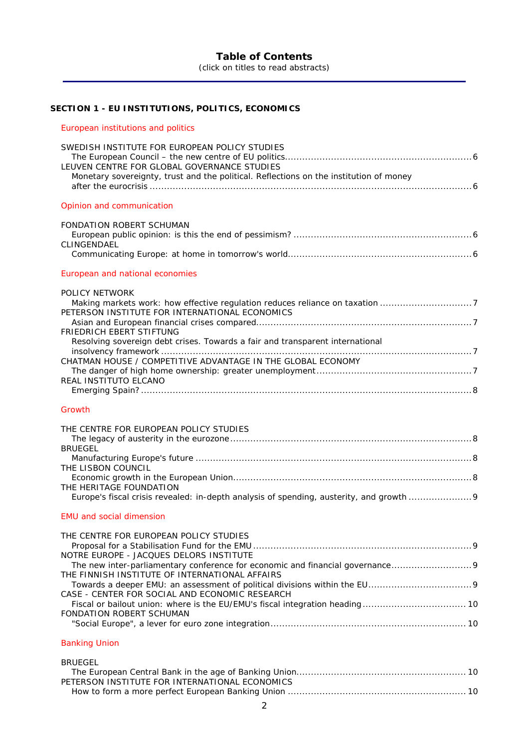# Table of Contents

(click on titles to read abstracts)

## SECTION 1 - EU INSTITUTIONS, POLITICS, ECONOMICS

### European institutions and politics

SWEDISH INSTITUTE FOR EUROPEAN POLICY STUDIES
- The European Council – the new centre of EU politics ........ 6

LEUVEN CENTRE FOR GLOBAL GOVERNANCE STUDIES
- Monetary sovereignty, trust and the political. Reflections on the institution of money after the eurocrisis ........ 6

### Opinion and communication

FONDATION ROBERT SCHUMAN
- European public opinion: is this the end of pessimism? ........ 6

CLINGENDAEL
- Communicating Europe: at home in tomorrow's world........ 6

### European and national economies

POLICY NETWORK
- Making markets work: how effective regulation reduces reliance on taxation ........ 7

PETERSON INSTITUTE FOR INTERNATIONAL ECONOMICS
- Asian and European financial crises compared........ 7

FRIEDRICH EBERT STIFTUNG
- Resolving sovereign debt crises. Towards a fair and transparent international insolvency framework ........ 7

CHATMAN HOUSE / COMPETITIVE ADVANTAGE IN THE GLOBAL ECONOMY
- The danger of high home ownership: greater unemployment........ 7

REAL INSTITUTO ELCANO
- Emerging Spain? ........ 8

### Growth

THE CENTRE FOR EUROPEAN POLICY STUDIES
- The legacy of austerity in the eurozone........ 8

BRUEGEL
- Manufacturing Europe's future ........ 8

THE LISBON COUNCIL
- Economic growth in the European Union........ 8

THE HERITAGE FOUNDATION
- Europe's fiscal crisis revealed: in-depth analysis of spending, austerity, and growth ........ 9

### EMU and social dimension

THE CENTRE FOR EUROPEAN POLICY STUDIES
- Proposal for a Stabilisation Fund for the EMU ........ 9

NOTRE EUROPE - JACQUES DELORS INSTITUTE
- The new inter-parliamentary conference for economic and financial governance........ 9

THE FINNISH INSTITUTE OF INTERNATIONAL AFFAIRS
- Towards a deeper EMU: an assessment of political divisions within the EU........ 9

CASE - CENTER FOR SOCIAL AND ECONOMIC RESEARCH
- Fiscal or bailout union: where is the EU/EMU's fiscal integration heading........ 10

FONDATION ROBERT SCHUMAN
- "Social Europe", a lever for euro zone integration........ 10

### Banking Union

BRUEGEL
- The European Central Bank in the age of Banking Union........ 10

PETERSON INSTITUTE FOR INTERNATIONAL ECONOMICS
- How to form a more perfect European Banking Union ........ 10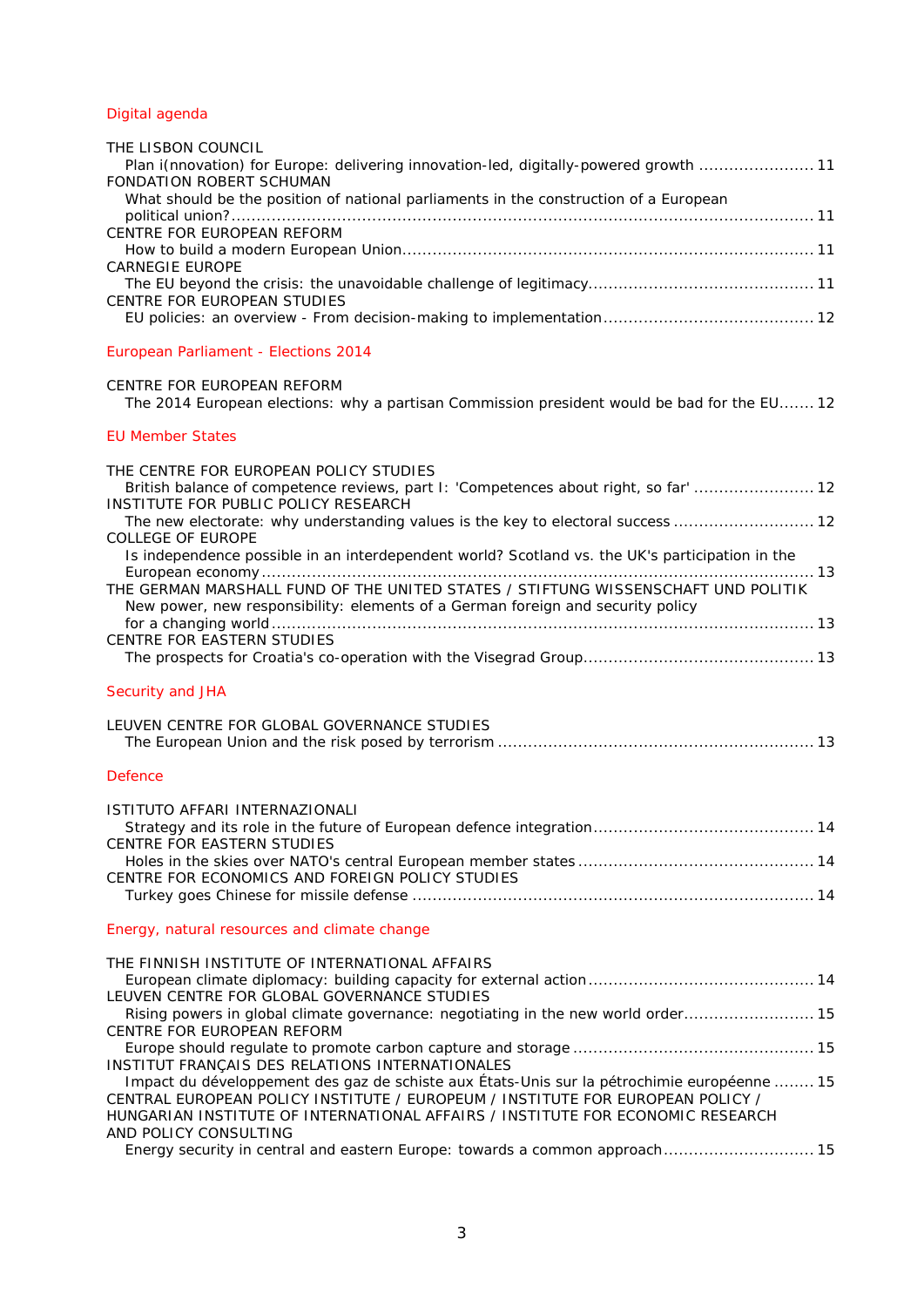## Digital agenda

THE LISBON COUNCIL
Plan i(nnovation) for Europe: delivering innovation-led, digitally-powered growth ....................... 11
FONDATION ROBERT SCHUMAN
What should be the position of national parliaments in the construction of a European political union? ....................... 11
CENTRE FOR EUROPEAN REFORM
How to build a modern European Union ....................... 11
CARNEGIE EUROPE
The EU beyond the crisis: the unavoidable challenge of legitimacy ....................... 11
CENTRE FOR EUROPEAN STUDIES
EU policies: an overview - From decision-making to implementation ....................... 12

## European Parliament - Elections 2014

CENTRE FOR EUROPEAN REFORM
The 2014 European elections: why a partisan Commission president would be bad for the EU ....... 12

## EU Member States

THE CENTRE FOR EUROPEAN POLICY STUDIES
British balance of competence reviews, part I: 'Competences about right, so far' ....................... 12
INSTITUTE FOR PUBLIC POLICY RESEARCH
The new electorate: why understanding values is the key to electoral success ....................... 12
COLLEGE OF EUROPE
Is independence possible in an interdependent world? Scotland vs. the UK's participation in the European economy ....................... 13
THE GERMAN MARSHALL FUND OF THE UNITED STATES / STIFTUNG WISSENSCHAFT UND POLITIK
New power, new responsibility: elements of a German foreign and security policy for a changing world ....................... 13
CENTRE FOR EASTERN STUDIES
The prospects for Croatia's co-operation with the Visegrad Group ....................... 13

## Security and JHA

LEUVEN CENTRE FOR GLOBAL GOVERNANCE STUDIES
The European Union and the risk posed by terrorism ....................... 13

## Defence

ISTITUTO AFFARI INTERNAZIONALI
Strategy and its role in the future of European defence integration ....................... 14
CENTRE FOR EASTERN STUDIES
Holes in the skies over NATO's central European member states ....................... 14
CENTRE FOR ECONOMICS AND FOREIGN POLICY STUDIES
Turkey goes Chinese for missile defense ....................... 14

## Energy, natural resources and climate change

THE FINNISH INSTITUTE OF INTERNATIONAL AFFAIRS
European climate diplomacy: building capacity for external action ....................... 14
LEUVEN CENTRE FOR GLOBAL GOVERNANCE STUDIES
Rising powers in global climate governance: negotiating in the new world order ....................... 15
CENTRE FOR EUROPEAN REFORM
Europe should regulate to promote carbon capture and storage ....................... 15
INSTITUT FRANÇAIS DES RELATIONS INTERNATIONALES
Impact du développement des gaz de schiste aux États-Unis sur la pétrochimie européenne ........ 15
CENTRAL EUROPEAN POLICY INSTITUTE / EUROPEUM / INSTITUTE FOR EUROPEAN POLICY / HUNGARIAN INSTITUTE OF INTERNATIONAL AFFAIRS / INSTITUTE FOR ECONOMIC RESEARCH AND POLICY CONSULTING
Energy security in central and eastern Europe: towards a common approach ....................... 15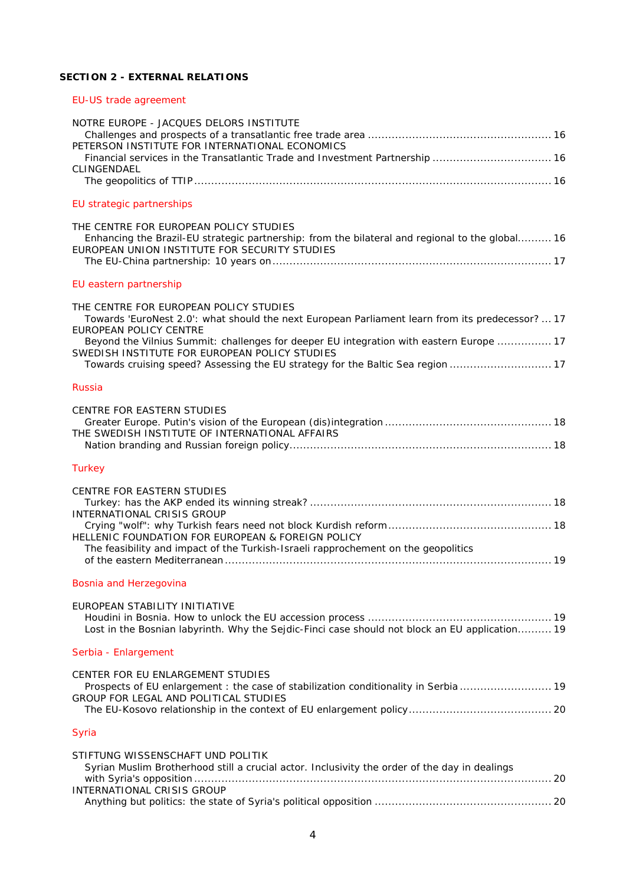## SECTION 2 - EXTERNAL RELATIONS

### EU-US trade agreement

NOTRE EUROPE - JACQUES DELORS INSTITUTE
Challenges and prospects of a transatlantic free trade area ..................................................... 16
PETERSON INSTITUTE FOR INTERNATIONAL ECONOMICS
Financial services in the Transatlantic Trade and Investment Partnership .................................. 16
CLINGENDAEL
The geopolitics of TTIP ........................................................................................................ 16

### EU strategic partnerships

THE CENTRE FOR EUROPEAN POLICY STUDIES
Enhancing the Brazil-EU strategic partnership: from the bilateral and regional to the global.......... 16
EUROPEAN UNION INSTITUTE FOR SECURITY STUDIES
The EU-China partnership: 10 years on ................................................................................. 17

### EU eastern partnership

THE CENTRE FOR EUROPEAN POLICY STUDIES
Towards 'EuroNest 2.0': what should the next European Parliament learn from its predecessor? ... 17
EUROPEAN POLICY CENTRE
Beyond the Vilnius Summit: challenges for deeper EU integration with eastern Europe ................ 17
SWEDISH INSTITUTE FOR EUROPEAN POLICY STUDIES
Towards cruising speed? Assessing the EU strategy for the Baltic Sea region ............................. 17

### Russia

CENTRE FOR EASTERN STUDIES
Greater Europe. Putin's vision of the European (dis)integration ................................................ 18
THE SWEDISH INSTITUTE OF INTERNATIONAL AFFAIRS
Nation branding and Russian foreign policy............................................................................ 18

### Turkey

CENTRE FOR EASTERN STUDIES
Turkey: has the AKP ended its winning streak? ...................................................................... 18
INTERNATIONAL CRISIS GROUP
Crying "wolf": why Turkish fears need not block Kurdish reform ................................................ 18
HELLENIC FOUNDATION FOR EUROPEAN & FOREIGN POLICY
The feasibility and impact of the Turkish-Israeli rapprochement on the geopolitics of the eastern Mediterranean ................................................................................................ 19

### Bosnia and Herzegovina

EUROPEAN STABILITY INITIATIVE
Houdini in Bosnia. How to unlock the EU accession process ..................................................... 19
Lost in the Bosnian labyrinth. Why the Sejdic-Finci case should not block an EU application.......... 19

### Serbia - Enlargement

CENTER FOR EU ENLARGEMENT STUDIES
Prospects of EU enlargement : the case of stabilization conditionality in Serbia ........................... 19
GROUP FOR LEGAL AND POLITICAL STUDIES
The EU-Kosovo relationship in the context of EU enlargement policy.......................................... 20

### Syria

STIFTUNG WISSENSCHAFT UND POLITIK
Syrian Muslim Brotherhood still a crucial actor. Inclusivity the order of the day in dealings with Syria's opposition ........................................................................................................ 20
INTERNATIONAL CRISIS GROUP
Anything but politics: the state of Syria's political opposition ................................................... 20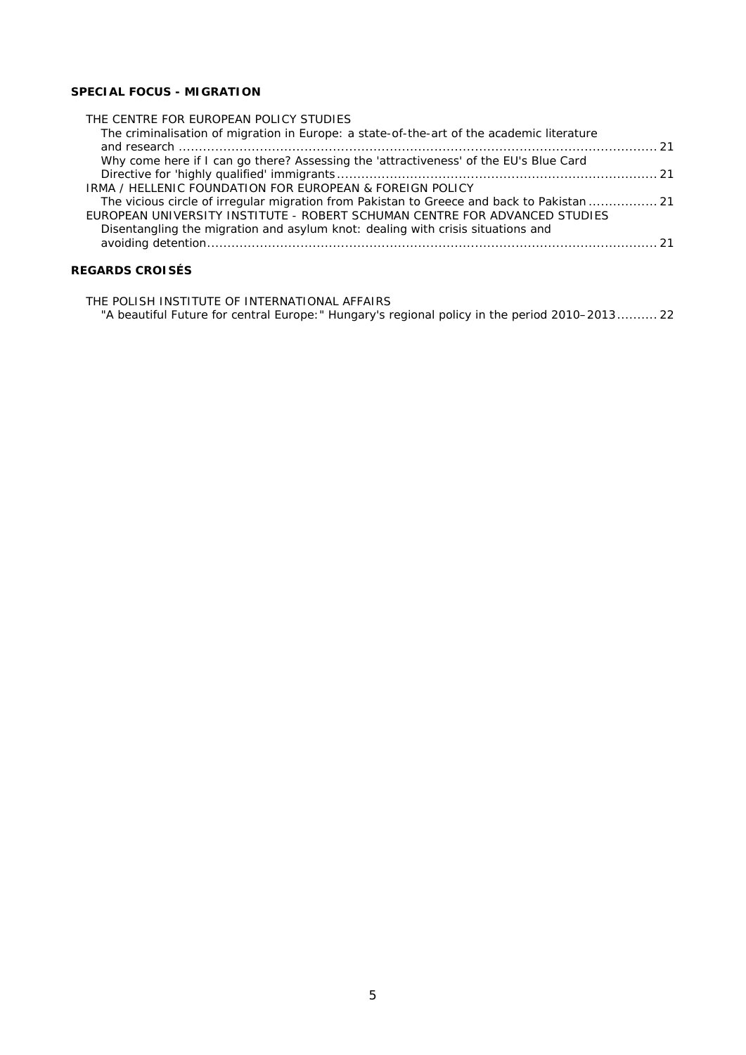**SPECIAL FOCUS - MIGRATION**

THE CENTRE FOR EUROPEAN POLICY STUDIES

The criminalisation of migration in Europe: a state-of-the-art of the academic literature and research ........ 21

Why come here if I can go there? Assessing the 'attractiveness' of the EU's Blue Card Directive for 'highly qualified' immigrants ........ 21

IRMA / HELLENIC FOUNDATION FOR EUROPEAN & FOREIGN POLICY

The vicious circle of irregular migration from Pakistan to Greece and back to Pakistan ........ 21

EUROPEAN UNIVERSITY INSTITUTE - ROBERT SCHUMAN CENTRE FOR ADVANCED STUDIES

Disentangling the migration and asylum knot: dealing with crisis situations and avoiding detention ........ 21

**REGARDS CROISÉS**

THE POLISH INSTITUTE OF INTERNATIONAL AFFAIRS

"A beautiful Future for central Europe:" Hungary's regional policy in the period 2010–2013 ........ 22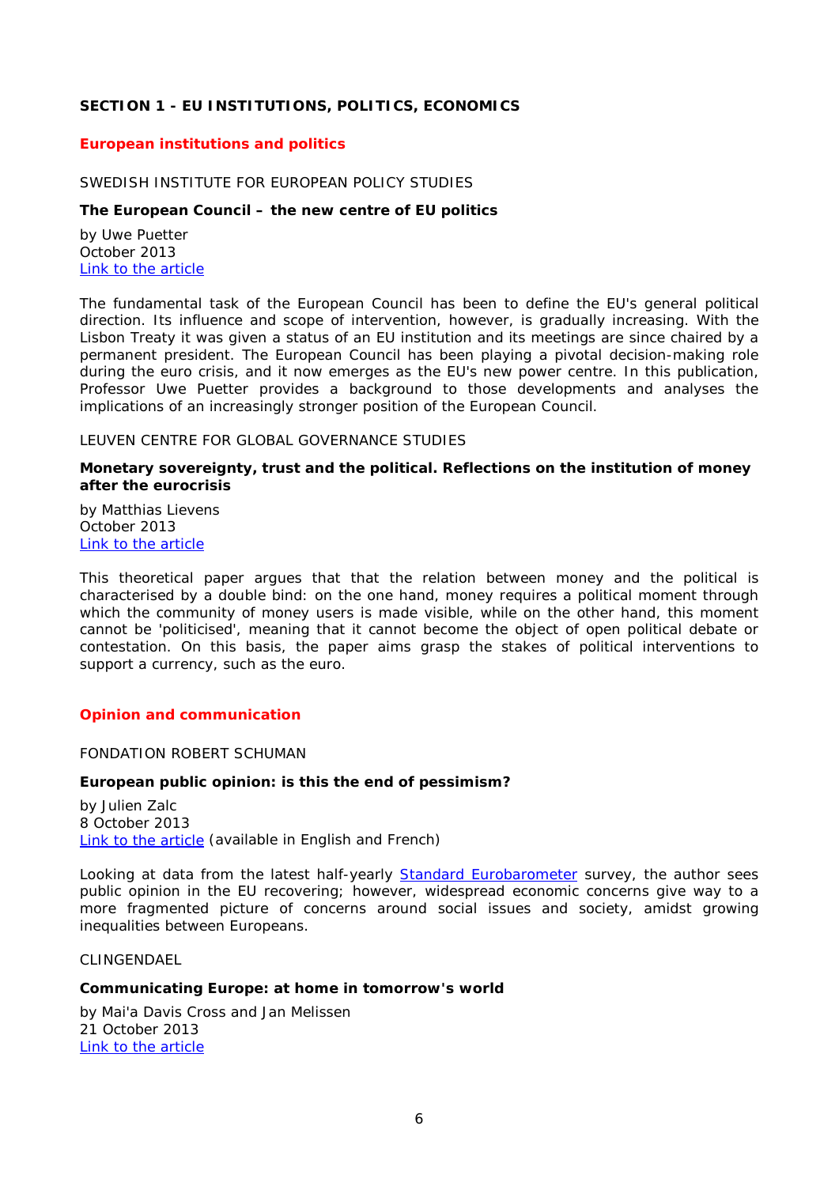## SECTION 1 - EU INSTITUTIONS, POLITICS, ECONOMICS

### European institutions and politics

SWEDISH INSTITUTE FOR EUROPEAN POLICY STUDIES

**The European Council – the new centre of EU politics**

by Uwe Puetter
October 2013
Link to the article

The fundamental task of the European Council has been to define the EU's general political direction. Its influence and scope of intervention, however, is gradually increasing. With the Lisbon Treaty it was given a status of an EU institution and its meetings are since chaired by a permanent president. The European Council has been playing a pivotal decision-making role during the euro crisis, and it now emerges as the EU's new power centre. In this publication, Professor Uwe Puetter provides a background to those developments and analyses the implications of an increasingly stronger position of the European Council.

LEUVEN CENTRE FOR GLOBAL GOVERNANCE STUDIES

**Monetary sovereignty, trust and the political. Reflections on the institution of money after the eurocrisis**

by Matthias Lievens
October 2013
Link to the article

This theoretical paper argues that that the relation between money and the political is characterised by a double bind: on the one hand, money requires a political moment through which the community of money users is made visible, while on the other hand, this moment cannot be 'politicised', meaning that it cannot become the object of open political debate or contestation. On this basis, the paper aims grasp the stakes of political interventions to support a currency, such as the euro.

### Opinion and communication

FONDATION ROBERT SCHUMAN

**European public opinion: is this the end of pessimism?**

by Julien Zalc
8 October 2013
Link to the article (available in English and French)

Looking at data from the latest half-yearly Standard Eurobarometer survey, the author sees public opinion in the EU recovering; however, widespread economic concerns give way to a more fragmented picture of concerns around social issues and society, amidst growing inequalities between Europeans.

CLINGENDAEL

**Communicating Europe: at home in tomorrow's world**

by Mai'a Davis Cross and Jan Melissen
21 October 2013
Link to the article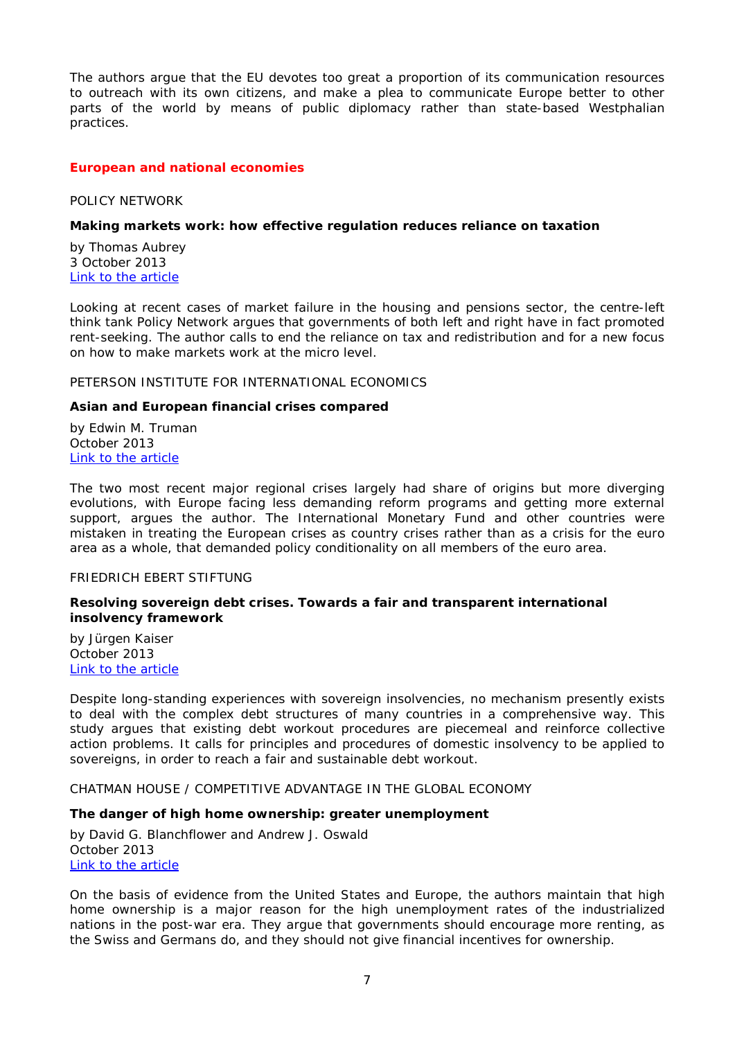The authors argue that the EU devotes too great a proportion of its communication resources to outreach with its own citizens, and make a plea to communicate Europe better to other parts of the world by means of public diplomacy rather than state-based Westphalian practices.

## European and national economies

POLICY NETWORK

**Making markets work: how effective regulation reduces reliance on taxation**

by Thomas Aubrey
3 October 2013
[Link to the article]()

Looking at recent cases of market failure in the housing and pensions sector, the centre-left think tank Policy Network argues that governments of both left and right have in fact promoted rent-seeking. The author calls to end the reliance on tax and redistribution and for a new focus on how to make markets work at the micro level.

PETERSON INSTITUTE FOR INTERNATIONAL ECONOMICS

**Asian and European financial crises compared**

by Edwin M. Truman
October 2013
[Link to the article]()

The two most recent major regional crises largely had share of origins but more diverging evolutions, with Europe facing less demanding reform programs and getting more external support, argues the author. The International Monetary Fund and other countries were mistaken in treating the European crises as country crises rather than as a crisis for the euro area as a whole, that demanded policy conditionality on all members of the euro area.

FRIEDRICH EBERT STIFTUNG

**Resolving sovereign debt crises. Towards a fair and transparent international insolvency framework**

by Jürgen Kaiser
October 2013
[Link to the article]()

Despite long-standing experiences with sovereign insolvencies, no mechanism presently exists to deal with the complex debt structures of many countries in a comprehensive way. This study argues that existing debt workout procedures are piecemeal and reinforce collective action problems. It calls for principles and procedures of domestic insolvency to be applied to sovereigns, in order to reach a fair and sustainable debt workout.

CHATMAN HOUSE / COMPETITIVE ADVANTAGE IN THE GLOBAL ECONOMY

**The danger of high home ownership: greater unemployment**

by David G. Blanchflower and Andrew J. Oswald
October 2013
[Link to the article]()

On the basis of evidence from the United States and Europe, the authors maintain that high home ownership is a major reason for the high unemployment rates of the industrialized nations in the post-war era. They argue that governments should encourage more renting, as the Swiss and Germans do, and they should not give financial incentives for ownership.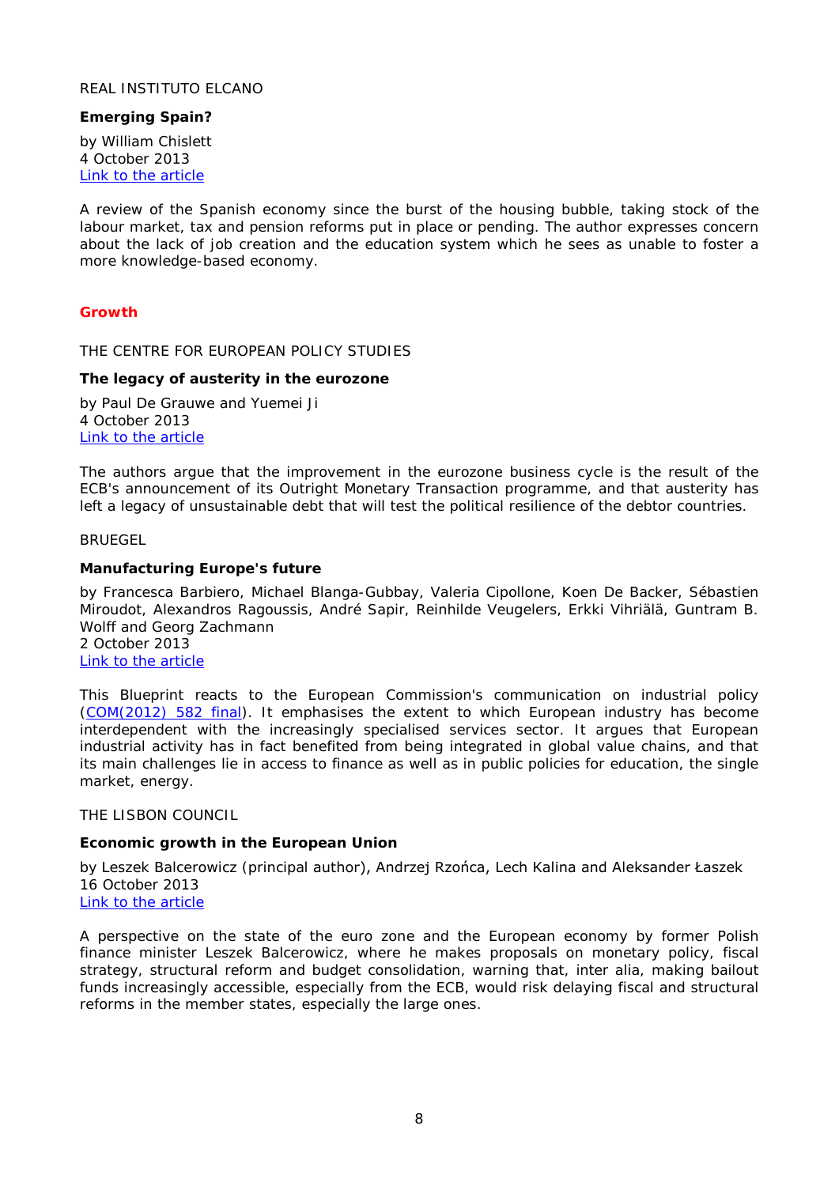REAL INSTITUTO ELCANO

**Emerging Spain?**

by William Chislett
4 October 2013
[Link to the article](#)

A review of the Spanish economy since the burst of the housing bubble, taking stock of the labour market, tax and pension reforms put in place or pending. The author expresses concern about the lack of job creation and the education system which he sees as unable to foster a more knowledge-based economy.

## Growth

THE CENTRE FOR EUROPEAN POLICY STUDIES

**The legacy of austerity in the eurozone**

by Paul De Grauwe and Yuemei Ji
4 October 2013
[Link to the article](#)

The authors argue that the improvement in the eurozone business cycle is the result of the ECB's announcement of its Outright Monetary Transaction programme, and that austerity has left a legacy of unsustainable debt that will test the political resilience of the debtor countries.

BRUEGEL

**Manufacturing Europe's future**

by Francesca Barbiero, Michael Blanga-Gubbay, Valeria Cipollone, Koen De Backer, Sébastien Miroudot, Alexandros Ragoussis, André Sapir, Reinhilde Veugelers, Erkki Vihriälä, Guntram B. Wolff and Georg Zachmann
2 October 2013
[Link to the article](#)

This Blueprint reacts to the European Commission's communication on industrial policy ([COM(2012) 582 final](#)). It emphasises the extent to which European industry has become interdependent with the increasingly specialised services sector. It argues that European industrial activity has in fact benefited from being integrated in global value chains, and that its main challenges lie in access to finance as well as in public policies for education, the single market, energy.

THE LISBON COUNCIL

**Economic growth in the European Union**

by Leszek Balcerowicz (principal author), Andrzej Rzońca, Lech Kalina and Aleksander Łaszek
16 October 2013
[Link to the article](#)

A perspective on the state of the euro zone and the European economy by former Polish finance minister Leszek Balcerowicz, where he makes proposals on monetary policy, fiscal strategy, structural reform and budget consolidation, warning that, inter alia, making bailout funds increasingly accessible, especially from the ECB, would risk delaying fiscal and structural reforms in the member states, especially the large ones.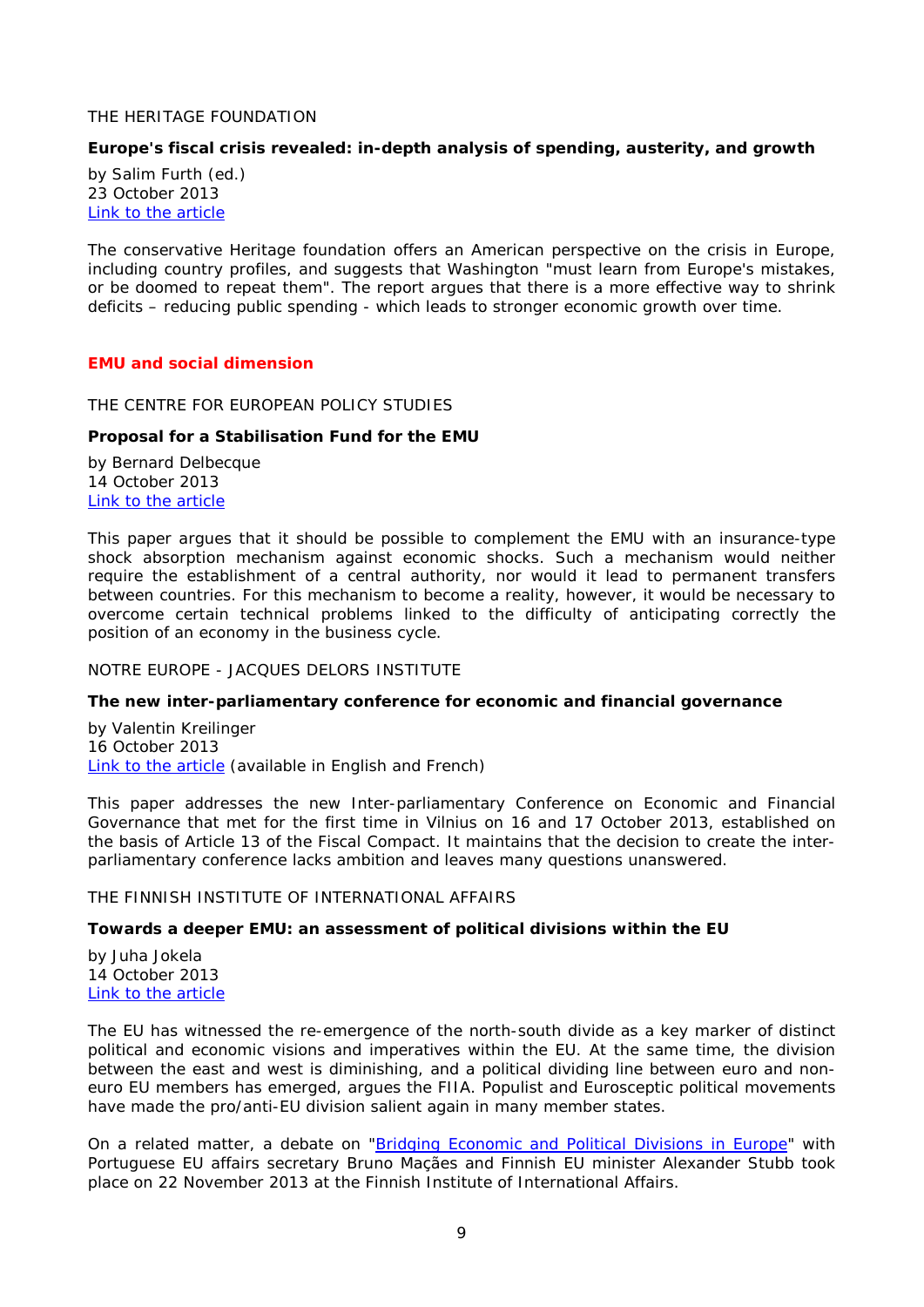THE HERITAGE FOUNDATION

**Europe's fiscal crisis revealed: in-depth analysis of spending, austerity, and growth**

by Salim Furth (ed.)
23 October 2013
Link to the article

The conservative Heritage foundation offers an American perspective on the crisis in Europe, including country profiles, and suggests that Washington "must learn from Europe's mistakes, or be doomed to repeat them". The report argues that there is a more effective way to shrink deficits – reducing public spending - which leads to stronger economic growth over time.

## EMU and social dimension

THE CENTRE FOR EUROPEAN POLICY STUDIES

**Proposal for a Stabilisation Fund for the EMU**

by Bernard Delbecque
14 October 2013
Link to the article

This paper argues that it should be possible to complement the EMU with an insurance-type shock absorption mechanism against economic shocks. Such a mechanism would neither require the establishment of a central authority, nor would it lead to permanent transfers between countries. For this mechanism to become a reality, however, it would be necessary to overcome certain technical problems linked to the difficulty of anticipating correctly the position of an economy in the business cycle.

NOTRE EUROPE - JACQUES DELORS INSTITUTE

**The new inter-parliamentary conference for economic and financial governance**

by Valentin Kreilinger
16 October 2013
Link to the article (available in English and French)

This paper addresses the new Inter-parliamentary Conference on Economic and Financial Governance that met for the first time in Vilnius on 16 and 17 October 2013, established on the basis of Article 13 of the Fiscal Compact. It maintains that the decision to create the inter-parliamentary conference lacks ambition and leaves many questions unanswered.

THE FINNISH INSTITUTE OF INTERNATIONAL AFFAIRS

**Towards a deeper EMU: an assessment of political divisions within the EU**

by Juha Jokela
14 October 2013
Link to the article

The EU has witnessed the re-emergence of the north-south divide as a key marker of distinct political and economic visions and imperatives within the EU. At the same time, the division between the east and west is diminishing, and a political dividing line between euro and non-euro EU members has emerged, argues the FIIA. Populist and Eurosceptic political movements have made the pro/anti-EU division salient again in many member states.

On a related matter, a debate on "Bridging Economic and Political Divisions in Europe" with Portuguese EU affairs secretary Bruno Maçães and Finnish EU minister Alexander Stubb took place on 22 November 2013 at the Finnish Institute of International Affairs.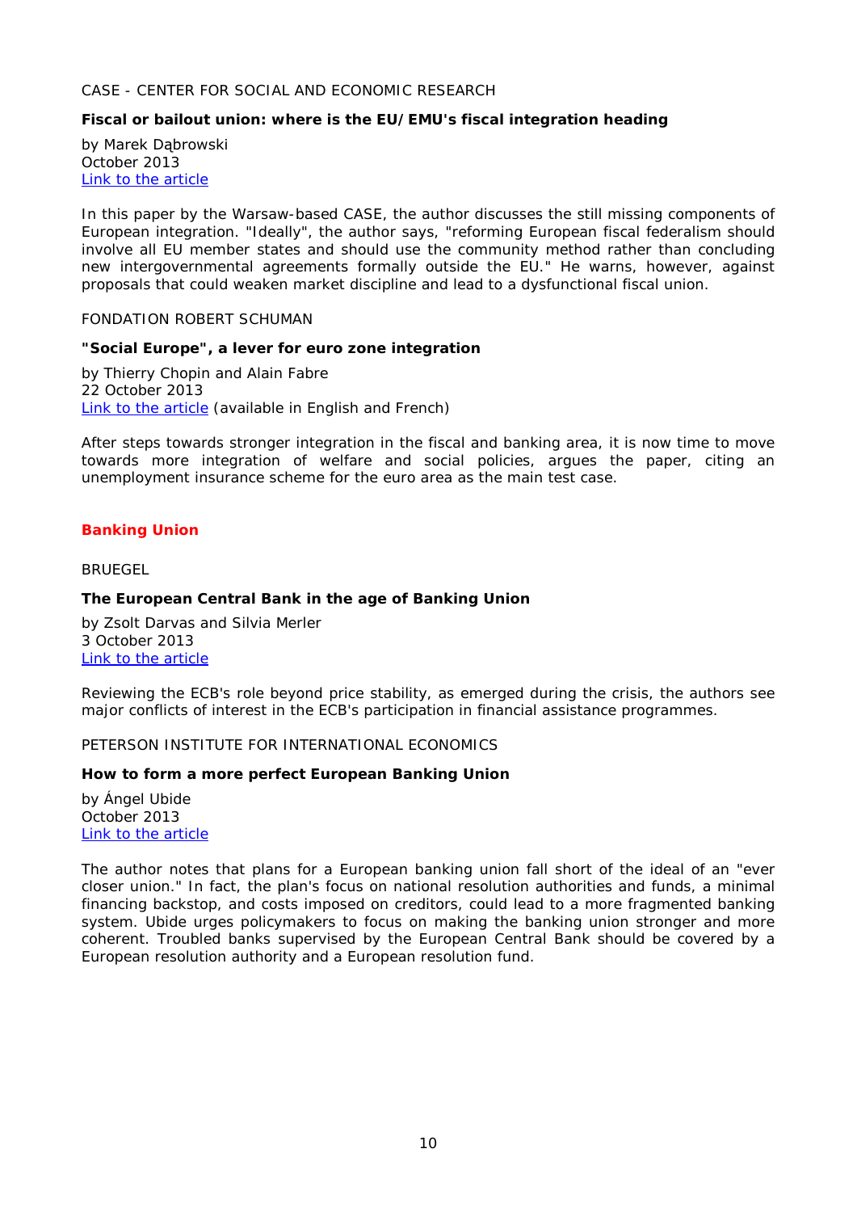CASE - CENTER FOR SOCIAL AND ECONOMIC RESEARCH

**Fiscal or bailout union: where is the EU/EMU's fiscal integration heading**

by Marek Dąbrowski
October 2013
Link to the article

In this paper by the Warsaw-based CASE, the author discusses the still missing components of European integration. "Ideally", the author says, "reforming European fiscal federalism should involve all EU member states and should use the community method rather than concluding new intergovernmental agreements formally outside the EU." He warns, however, against proposals that could weaken market discipline and lead to a dysfunctional fiscal union.

FONDATION ROBERT SCHUMAN

**"Social Europe", a lever for euro zone integration**

by Thierry Chopin and Alain Fabre
22 October 2013
Link to the article (available in English and French)

After steps towards stronger integration in the fiscal and banking area, it is now time to move towards more integration of welfare and social policies, argues the paper, citing an unemployment insurance scheme for the euro area as the main test case.

## Banking Union

BRUEGEL

**The European Central Bank in the age of Banking Union**

by Zsolt Darvas and Silvia Merler
3 October 2013
Link to the article

Reviewing the ECB's role beyond price stability, as emerged during the crisis, the authors see major conflicts of interest in the ECB's participation in financial assistance programmes.

PETERSON INSTITUTE FOR INTERNATIONAL ECONOMICS

**How to form a more perfect European Banking Union**

by Ángel Ubide
October 2013
Link to the article

The author notes that plans for a European banking union fall short of the ideal of an "ever closer union." In fact, the plan's focus on national resolution authorities and funds, a minimal financing backstop, and costs imposed on creditors, could lead to a more fragmented banking system. Ubide urges policymakers to focus on making the banking union stronger and more coherent. Troubled banks supervised by the European Central Bank should be covered by a European resolution authority and a European resolution fund.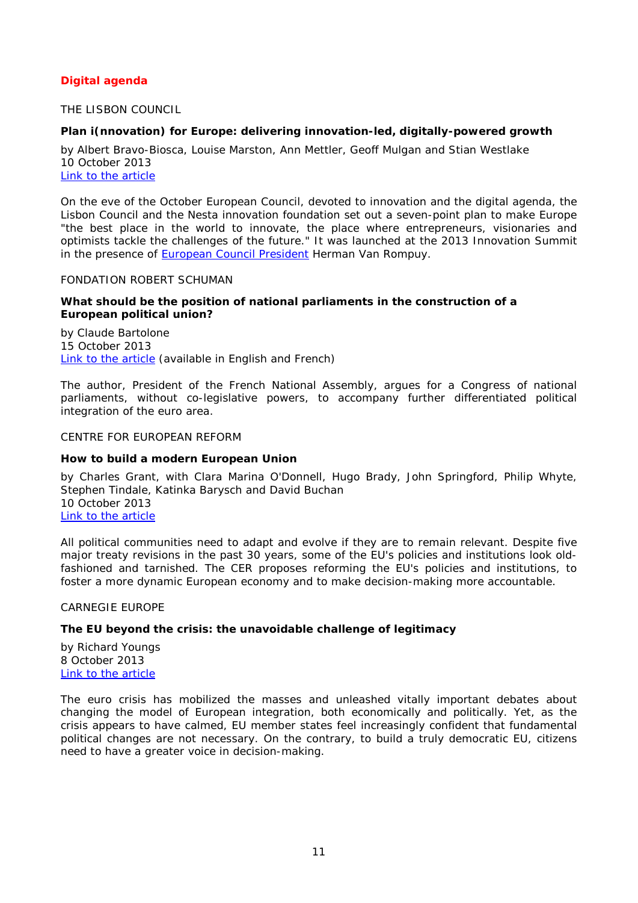## Digital agenda

THE LISBON COUNCIL

**Plan i(nnovation) for Europe: delivering innovation-led, digitally-powered growth**

by Albert Bravo-Biosca, Louise Marston, Ann Mettler, Geoff Mulgan and Stian Westlake
10 October 2013
Link to the article

On the eve of the October European Council, devoted to innovation and the digital agenda, the Lisbon Council and the Nesta innovation foundation set out a seven-point plan to make Europe "the best place in the world to innovate, the place where entrepreneurs, visionaries and optimists tackle the challenges of the future." It was launched at the 2013 Innovation Summit in the presence of European Council President Herman Van Rompuy.

FONDATION ROBERT SCHUMAN

**What should be the position of national parliaments in the construction of a European political union?**

by Claude Bartolone
15 October 2013
Link to the article (available in English and French)

The author, President of the French National Assembly, argues for a Congress of national parliaments, without co-legislative powers, to accompany further differentiated political integration of the euro area.

CENTRE FOR EUROPEAN REFORM

**How to build a modern European Union**

by Charles Grant, with Clara Marina O'Donnell, Hugo Brady, John Springford, Philip Whyte, Stephen Tindale, Katinka Barysch and David Buchan
10 October 2013
Link to the article

All political communities need to adapt and evolve if they are to remain relevant. Despite five major treaty revisions in the past 30 years, some of the EU's policies and institutions look old-fashioned and tarnished. The CER proposes reforming the EU's policies and institutions, to foster a more dynamic European economy and to make decision-making more accountable.

CARNEGIE EUROPE

**The EU beyond the crisis: the unavoidable challenge of legitimacy**

by Richard Youngs
8 October 2013
Link to the article

The euro crisis has mobilized the masses and unleashed vitally important debates about changing the model of European integration, both economically and politically. Yet, as the crisis appears to have calmed, EU member states feel increasingly confident that fundamental political changes are not necessary. On the contrary, to build a truly democratic EU, citizens need to have a greater voice in decision-making.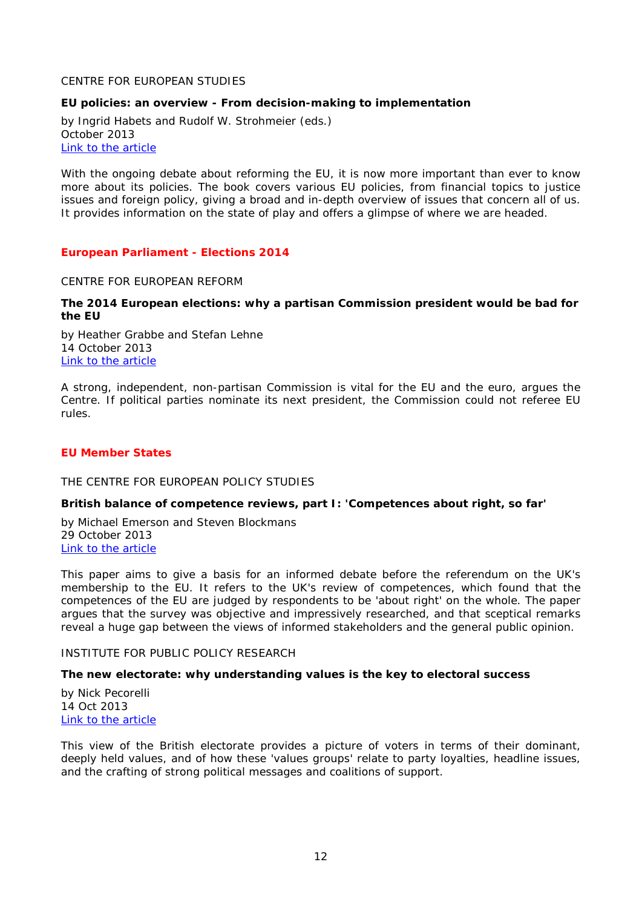CENTRE FOR EUROPEAN STUDIES

**EU policies: an overview - From decision-making to implementation**

by Ingrid Habets and Rudolf W. Strohmeier (eds.)
October 2013
[Link to the article]

With the ongoing debate about reforming the EU, it is now more important than ever to know more about its policies. The book covers various EU policies, from financial topics to justice issues and foreign policy, giving a broad and in-depth overview of issues that concern all of us. It provides information on the state of play and offers a glimpse of where we are headed.

## European Parliament - Elections 2014

CENTRE FOR EUROPEAN REFORM

**The 2014 European elections: why a partisan Commission president would be bad for the EU**

by Heather Grabbe and Stefan Lehne
14 October 2013
[Link to the article]

A strong, independent, non-partisan Commission is vital for the EU and the euro, argues the Centre. If political parties nominate its next president, the Commission could not referee EU rules.

## EU Member States

THE CENTRE FOR EUROPEAN POLICY STUDIES

**British balance of competence reviews, part I: 'Competences about right, so far'**

by Michael Emerson and Steven Blockmans
29 October 2013
[Link to the article]

This paper aims to give a basis for an informed debate before the referendum on the UK's membership to the EU. It refers to the UK's review of competences, which found that the competences of the EU are judged by respondents to be 'about right' on the whole. The paper argues that the survey was objective and impressively researched, and that sceptical remarks reveal a huge gap between the views of informed stakeholders and the general public opinion.

INSTITUTE FOR PUBLIC POLICY RESEARCH

**The new electorate: why understanding values is the key to electoral success**

by Nick Pecorelli
14 Oct 2013
[Link to the article]

This view of the British electorate provides a picture of voters in terms of their dominant, deeply held values, and of how these 'values groups' relate to party loyalties, headline issues, and the crafting of strong political messages and coalitions of support.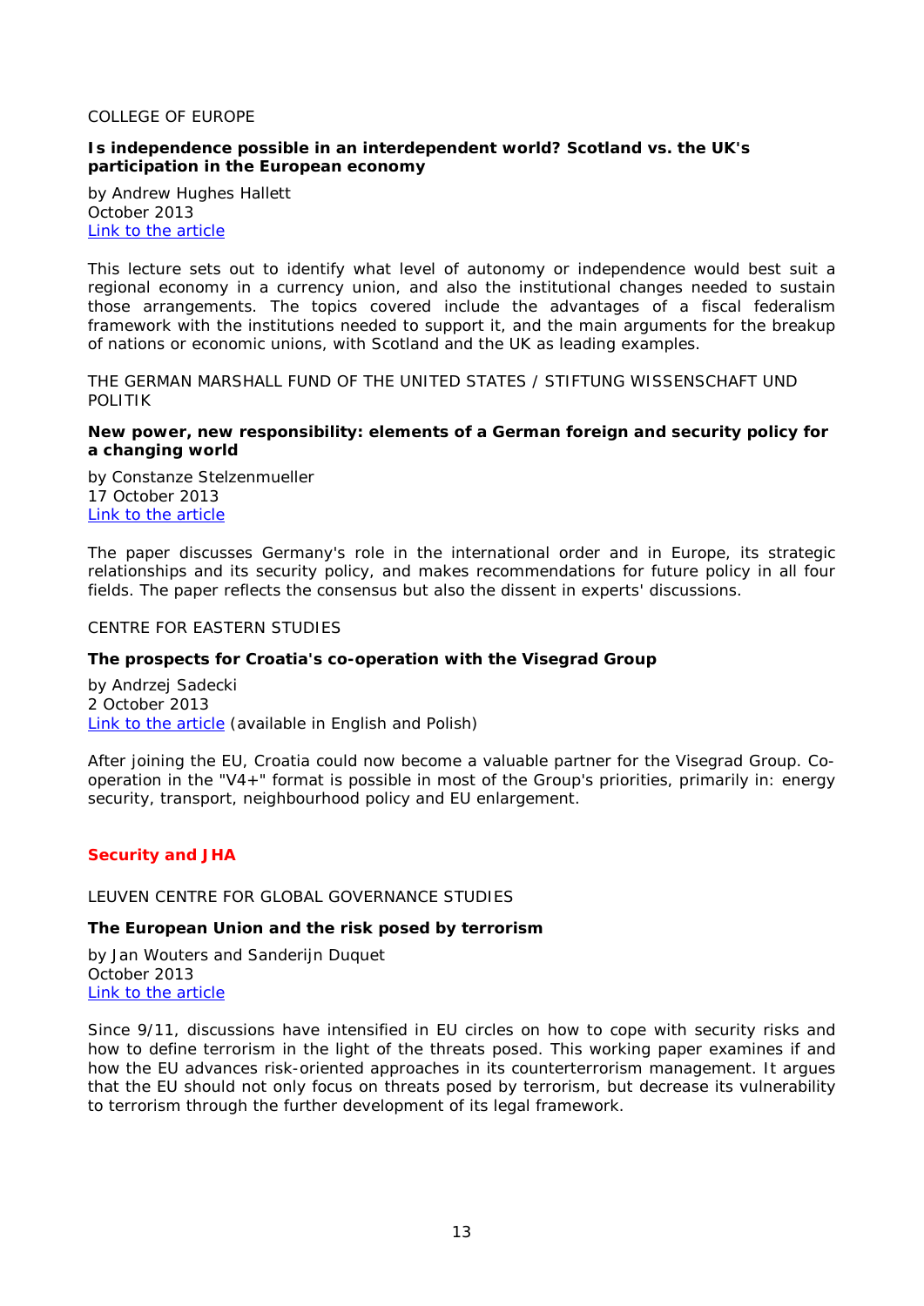COLLEGE OF EUROPE

**Is independence possible in an interdependent world? Scotland vs. the UK's participation in the European economy**

by Andrew Hughes Hallett
October 2013
Link to the article

This lecture sets out to identify what level of autonomy or independence would best suit a regional economy in a currency union, and also the institutional changes needed to sustain those arrangements. The topics covered include the advantages of a fiscal federalism framework with the institutions needed to support it, and the main arguments for the breakup of nations or economic unions, with Scotland and the UK as leading examples.

THE GERMAN MARSHALL FUND OF THE UNITED STATES / STIFTUNG WISSENSCHAFT UND POLITIK

**New power, new responsibility: elements of a German foreign and security policy for a changing world**

by Constanze Stelzenmueller
17 October 2013
Link to the article

The paper discusses Germany's role in the international order and in Europe, its strategic relationships and its security policy, and makes recommendations for future policy in all four fields. The paper reflects the consensus but also the dissent in experts' discussions.

CENTRE FOR EASTERN STUDIES

**The prospects for Croatia's co-operation with the Visegrad Group**

by Andrzej Sadecki
2 October 2013
Link to the article (available in English and Polish)

After joining the EU, Croatia could now become a valuable partner for the Visegrad Group. Co-operation in the "V4+" format is possible in most of the Group's priorities, primarily in: energy security, transport, neighbourhood policy and EU enlargement.

## Security and JHA

LEUVEN CENTRE FOR GLOBAL GOVERNANCE STUDIES

**The European Union and the risk posed by terrorism**

by Jan Wouters and Sanderijn Duquet
October 2013
Link to the article

Since 9/11, discussions have intensified in EU circles on how to cope with security risks and how to define terrorism in the light of the threats posed. This working paper examines if and how the EU advances risk-oriented approaches in its counterterrorism management. It argues that the EU should not only focus on threats posed by terrorism, but decrease its vulnerability to terrorism through the further development of its legal framework.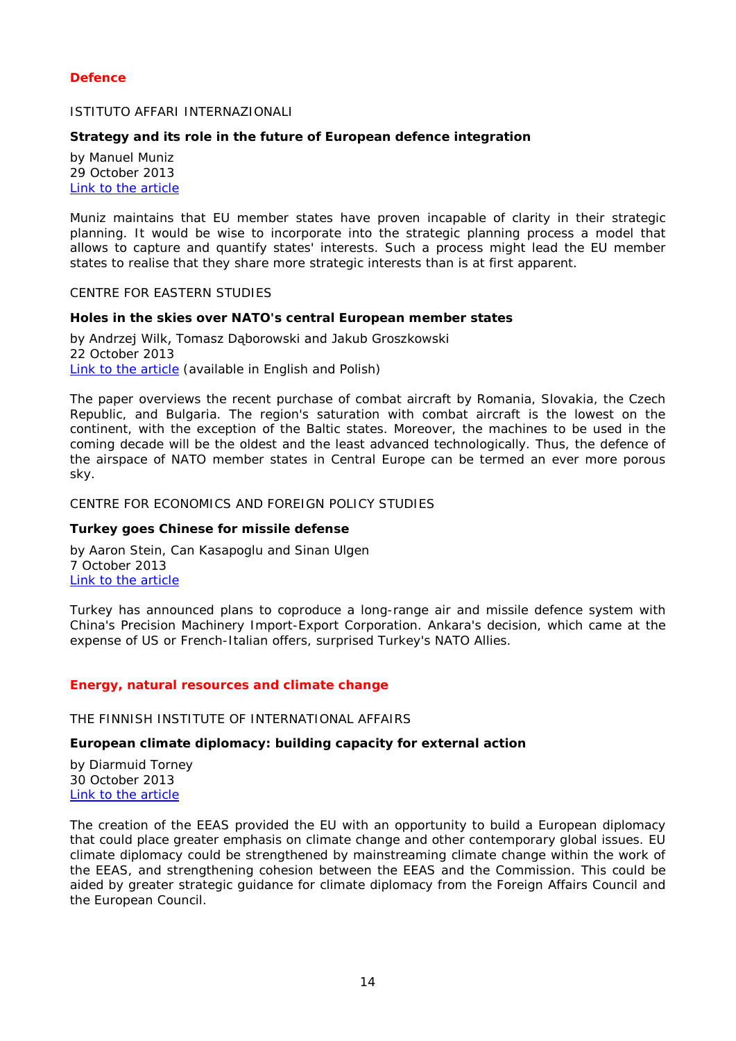## Defence

ISTITUTO AFFARI INTERNAZIONALI

**Strategy and its role in the future of European defence integration**

by Manuel Muniz
29 October 2013
Link to the article

Muniz maintains that EU member states have proven incapable of clarity in their strategic planning. It would be wise to incorporate into the strategic planning process a model that allows to capture and quantify states' interests. Such a process might lead the EU member states to realise that they share more strategic interests than is at first apparent.

CENTRE FOR EASTERN STUDIES

**Holes in the skies over NATO's central European member states**

by Andrzej Wilk, Tomasz Dąborowski and Jakub Groszkowski
22 October 2013
Link to the article (available in English and Polish)

The paper overviews the recent purchase of combat aircraft by Romania, Slovakia, the Czech Republic, and Bulgaria. The region's saturation with combat aircraft is the lowest on the continent, with the exception of the Baltic states. Moreover, the machines to be used in the coming decade will be the oldest and the least advanced technologically. Thus, the defence of the airspace of NATO member states in Central Europe can be termed an ever more porous sky.

CENTRE FOR ECONOMICS AND FOREIGN POLICY STUDIES

**Turkey goes Chinese for missile defense**

by Aaron Stein, Can Kasapoglu and Sinan Ulgen
7 October 2013
Link to the article

Turkey has announced plans to coproduce a long-range air and missile defence system with China's Precision Machinery Import-Export Corporation. Ankara's decision, which came at the expense of US or French-Italian offers, surprised Turkey's NATO Allies.

## Energy, natural resources and climate change

THE FINNISH INSTITUTE OF INTERNATIONAL AFFAIRS

**European climate diplomacy: building capacity for external action**

by Diarmuid Torney
30 October 2013
Link to the article

The creation of the EEAS provided the EU with an opportunity to build a European diplomacy that could place greater emphasis on climate change and other contemporary global issues. EU climate diplomacy could be strengthened by mainstreaming climate change within the work of the EEAS, and strengthening cohesion between the EEAS and the Commission. This could be aided by greater strategic guidance for climate diplomacy from the Foreign Affairs Council and the European Council.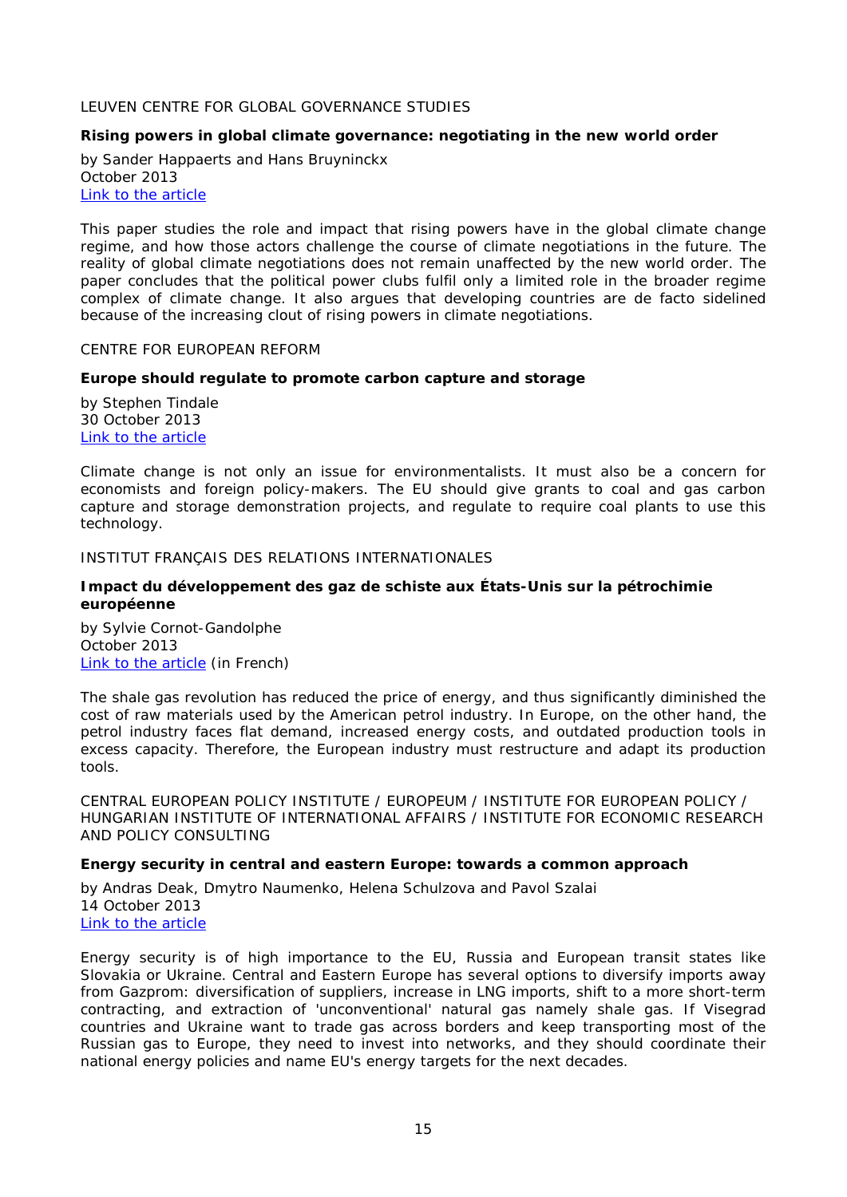LEUVEN CENTRE FOR GLOBAL GOVERNANCE STUDIES

**Rising powers in global climate governance: negotiating in the new world order**

by Sander Happaerts and Hans Bruyninckx
October 2013
Link to the article

This paper studies the role and impact that rising powers have in the global climate change regime, and how those actors challenge the course of climate negotiations in the future. The reality of global climate negotiations does not remain unaffected by the new world order. The paper concludes that the political power clubs fulfil only a limited role in the broader regime complex of climate change. It also argues that developing countries are de facto sidelined because of the increasing clout of rising powers in climate negotiations.

CENTRE FOR EUROPEAN REFORM

**Europe should regulate to promote carbon capture and storage**

by Stephen Tindale
30 October 2013
Link to the article

Climate change is not only an issue for environmentalists. It must also be a concern for economists and foreign policy-makers. The EU should give grants to coal and gas carbon capture and storage demonstration projects, and regulate to require coal plants to use this technology.

INSTITUT FRANÇAIS DES RELATIONS INTERNATIONALES

**Impact du développement des gaz de schiste aux États-Unis sur la pétrochimie européenne**

by Sylvie Cornot-Gandolphe
October 2013
Link to the article (in French)

The shale gas revolution has reduced the price of energy, and thus significantly diminished the cost of raw materials used by the American petrol industry. In Europe, on the other hand, the petrol industry faces flat demand, increased energy costs, and outdated production tools in excess capacity. Therefore, the European industry must restructure and adapt its production tools.

CENTRAL EUROPEAN POLICY INSTITUTE / EUROPEUM / INSTITUTE FOR EUROPEAN POLICY / HUNGARIAN INSTITUTE OF INTERNATIONAL AFFAIRS / INSTITUTE FOR ECONOMIC RESEARCH AND POLICY CONSULTING

**Energy security in central and eastern Europe: towards a common approach**

by Andras Deak, Dmytro Naumenko, Helena Schulzova and Pavol Szalai
14 October 2013
Link to the article

Energy security is of high importance to the EU, Russia and European transit states like Slovakia or Ukraine. Central and Eastern Europe has several options to diversify imports away from Gazprom: diversification of suppliers, increase in LNG imports, shift to a more short-term contracting, and extraction of 'unconventional' natural gas namely shale gas. If Visegrad countries and Ukraine want to trade gas across borders and keep transporting most of the Russian gas to Europe, they need to invest into networks, and they should coordinate their national energy policies and name EU's energy targets for the next decades.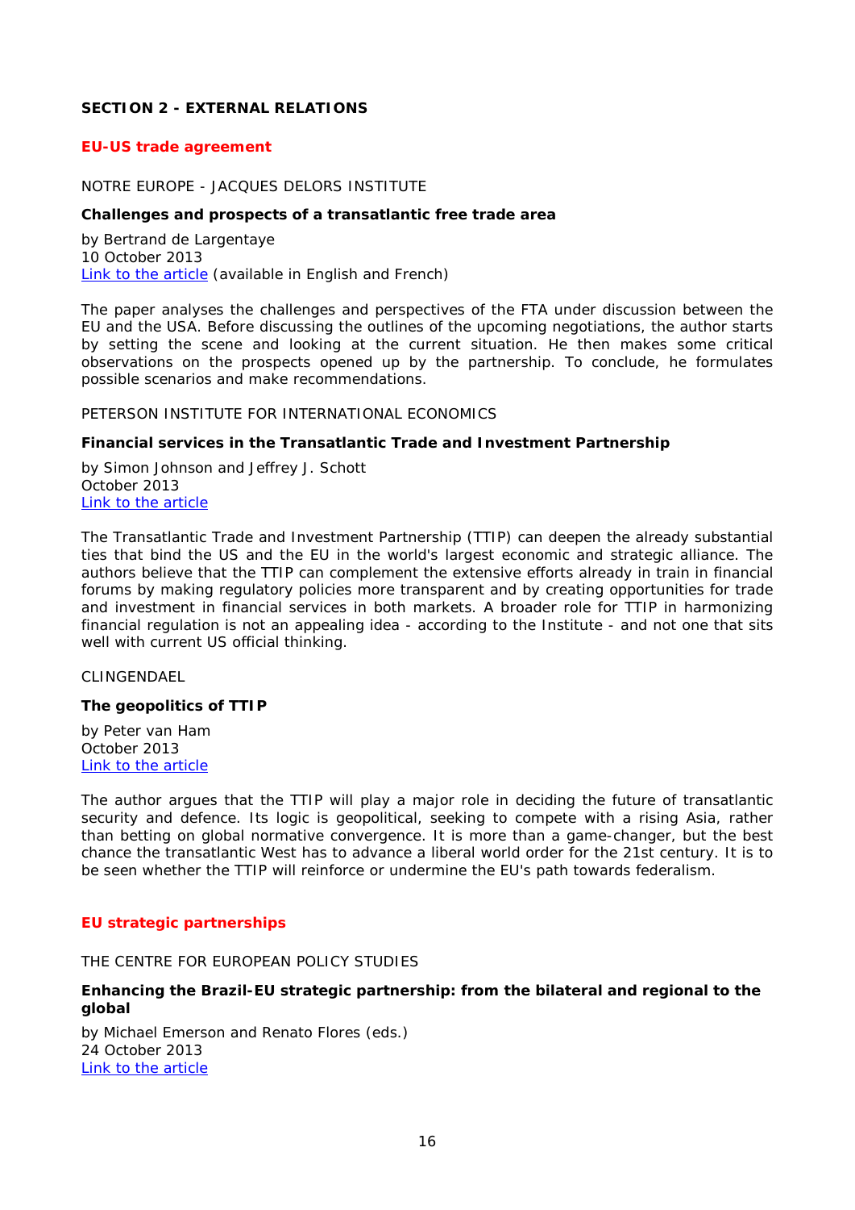## SECTION 2 - EXTERNAL RELATIONS

### EU-US trade agreement

NOTRE EUROPE - JACQUES DELORS INSTITUTE

**Challenges and prospects of a transatlantic free trade area**

by Bertrand de Largentaye
10 October 2013
Link to the article (available in English and French)

The paper analyses the challenges and perspectives of the FTA under discussion between the EU and the USA. Before discussing the outlines of the upcoming negotiations, the author starts by setting the scene and looking at the current situation. He then makes some critical observations on the prospects opened up by the partnership. To conclude, he formulates possible scenarios and make recommendations.

PETERSON INSTITUTE FOR INTERNATIONAL ECONOMICS

**Financial services in the Transatlantic Trade and Investment Partnership**

by Simon Johnson and Jeffrey J. Schott
October 2013
Link to the article

The Transatlantic Trade and Investment Partnership (TTIP) can deepen the already substantial ties that bind the US and the EU in the world's largest economic and strategic alliance. The authors believe that the TTIP can complement the extensive efforts already in train in financial forums by making regulatory policies more transparent and by creating opportunities for trade and investment in financial services in both markets. A broader role for TTIP in harmonizing financial regulation is not an appealing idea - according to the Institute - and not one that sits well with current US official thinking.

CLINGENDAEL

**The geopolitics of TTIP**

by Peter van Ham
October 2013
Link to the article

The author argues that the TTIP will play a major role in deciding the future of transatlantic security and defence. Its logic is geopolitical, seeking to compete with a rising Asia, rather than betting on global normative convergence. It is more than a game-changer, but the best chance the transatlantic West has to advance a liberal world order for the 21st century. It is to be seen whether the TTIP will reinforce or undermine the EU's path towards federalism.

### EU strategic partnerships

THE CENTRE FOR EUROPEAN POLICY STUDIES

**Enhancing the Brazil-EU strategic partnership: from the bilateral and regional to the global**

by Michael Emerson and Renato Flores (eds.)
24 October 2013
Link to the article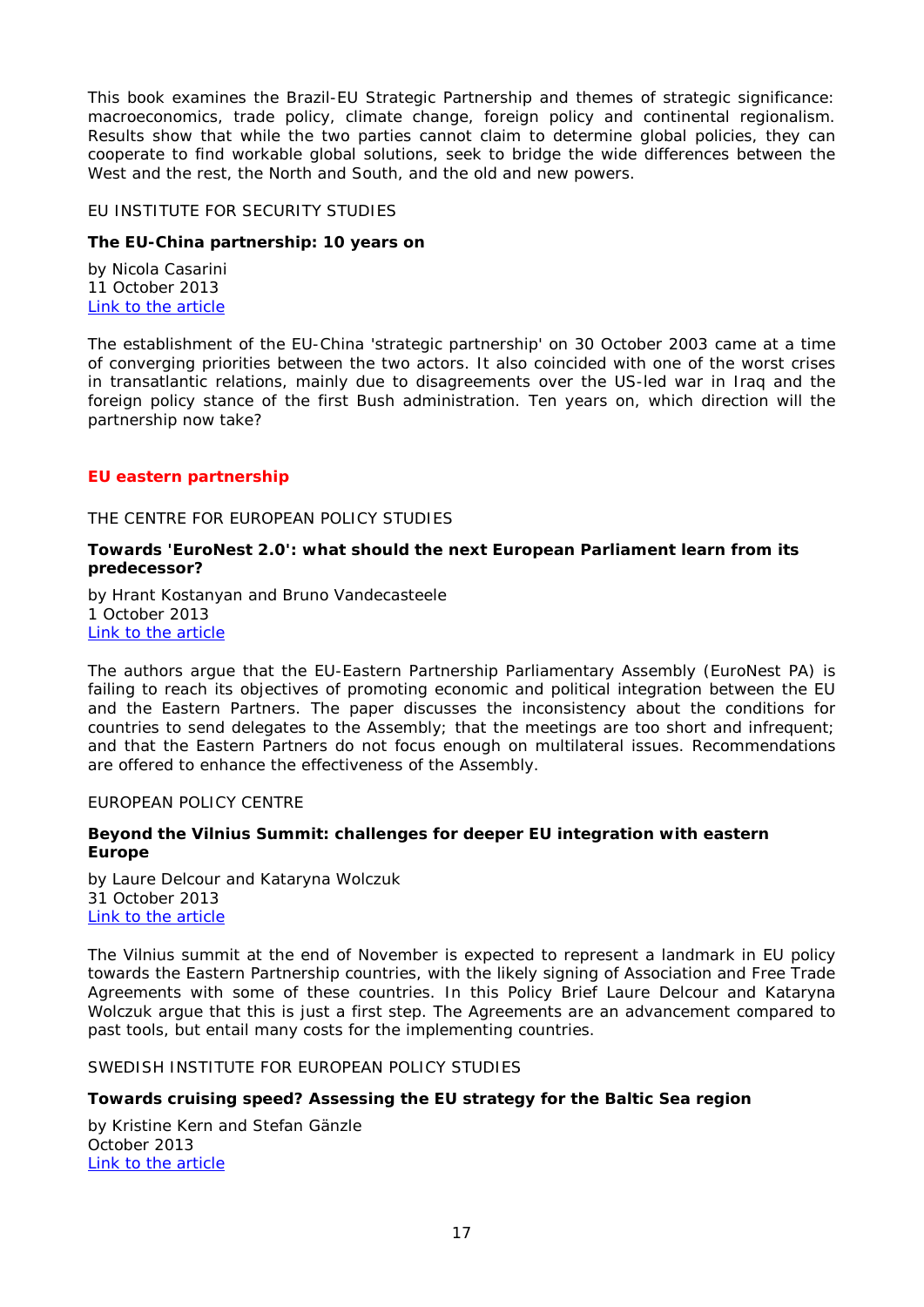This book examines the Brazil-EU Strategic Partnership and themes of strategic significance: macroeconomics, trade policy, climate change, foreign policy and continental regionalism. Results show that while the two parties cannot claim to determine global policies, they can cooperate to find workable global solutions, seek to bridge the wide differences between the West and the rest, the North and South, and the old and new powers.

EU INSTITUTE FOR SECURITY STUDIES

**The EU-China partnership: 10 years on**

by Nicola Casarini
11 October 2013
Link to the article

The establishment of the EU-China 'strategic partnership' on 30 October 2003 came at a time of converging priorities between the two actors. It also coincided with one of the worst crises in transatlantic relations, mainly due to disagreements over the US-led war in Iraq and the foreign policy stance of the first Bush administration. Ten years on, which direction will the partnership now take?

## EU eastern partnership

THE CENTRE FOR EUROPEAN POLICY STUDIES

**Towards 'EuroNest 2.0': what should the next European Parliament learn from its predecessor?**

by Hrant Kostanyan and Bruno Vandecasteele
1 October 2013
Link to the article

The authors argue that the EU-Eastern Partnership Parliamentary Assembly (EuroNest PA) is failing to reach its objectives of promoting economic and political integration between the EU and the Eastern Partners. The paper discusses the inconsistency about the conditions for countries to send delegates to the Assembly; that the meetings are too short and infrequent; and that the Eastern Partners do not focus enough on multilateral issues. Recommendations are offered to enhance the effectiveness of the Assembly.

EUROPEAN POLICY CENTRE

**Beyond the Vilnius Summit: challenges for deeper EU integration with eastern Europe**

by Laure Delcour and Kataryna Wolczuk
31 October 2013
Link to the article

The Vilnius summit at the end of November is expected to represent a landmark in EU policy towards the Eastern Partnership countries, with the likely signing of Association and Free Trade Agreements with some of these countries. In this Policy Brief Laure Delcour and Kataryna Wolczuk argue that this is just a first step. The Agreements are an advancement compared to past tools, but entail many costs for the implementing countries.

SWEDISH INSTITUTE FOR EUROPEAN POLICY STUDIES

**Towards cruising speed? Assessing the EU strategy for the Baltic Sea region**

by Kristine Kern and Stefan Gänzle
October 2013
Link to the article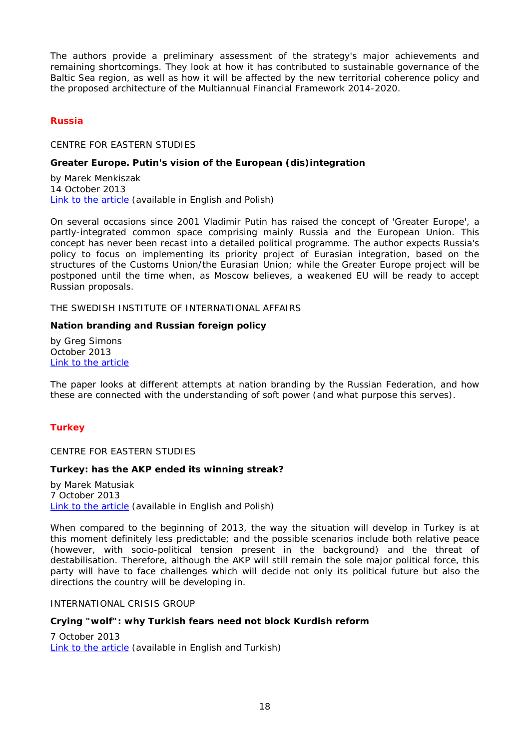The authors provide a preliminary assessment of the strategy's major achievements and remaining shortcomings. They look at how it has contributed to sustainable governance of the Baltic Sea region, as well as how it will be affected by the new territorial coherence policy and the proposed architecture of the Multiannual Financial Framework 2014-2020.

## Russia

CENTRE FOR EASTERN STUDIES

**Greater Europe. Putin's vision of the European (dis)integration**

by Marek Menkiszak
14 October 2013
Link to the article (available in English and Polish)

On several occasions since 2001 Vladimir Putin has raised the concept of 'Greater Europe', a partly-integrated common space comprising mainly Russia and the European Union. This concept has never been recast into a detailed political programme. The author expects Russia's policy to focus on implementing its priority project of Eurasian integration, based on the structures of the Customs Union/the Eurasian Union; while the Greater Europe project will be postponed until the time when, as Moscow believes, a weakened EU will be ready to accept Russian proposals.

THE SWEDISH INSTITUTE OF INTERNATIONAL AFFAIRS

**Nation branding and Russian foreign policy**

by Greg Simons
October 2013
Link to the article

The paper looks at different attempts at nation branding by the Russian Federation, and how these are connected with the understanding of soft power (and what purpose this serves).

## Turkey

CENTRE FOR EASTERN STUDIES

**Turkey: has the AKP ended its winning streak?**

by Marek Matusiak
7 October 2013
Link to the article (available in English and Polish)

When compared to the beginning of 2013, the way the situation will develop in Turkey is at this moment definitely less predictable; and the possible scenarios include both relative peace (however, with socio-political tension present in the background) and the threat of destabilisation. Therefore, although the AKP will still remain the sole major political force, this party will have to face challenges which will decide not only its political future but also the directions the country will be developing in.

INTERNATIONAL CRISIS GROUP

**Crying "wolf": why Turkish fears need not block Kurdish reform**

7 October 2013
Link to the article (available in English and Turkish)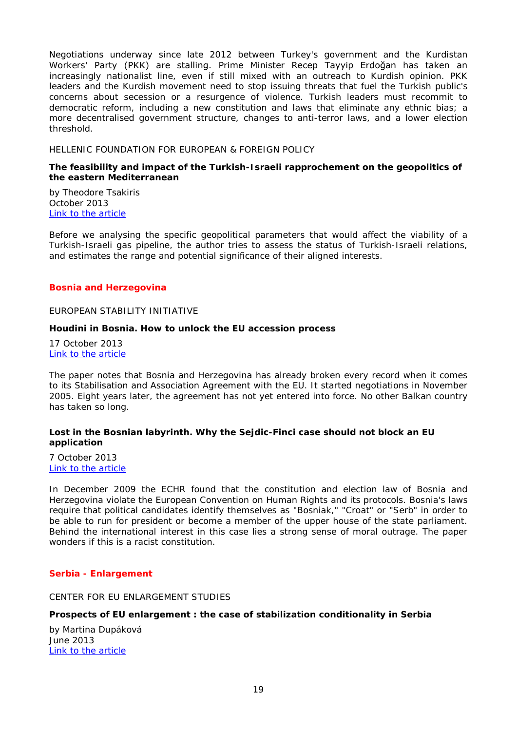Negotiations underway since late 2012 between Turkey's government and the Kurdistan Workers' Party (PKK) are stalling. Prime Minister Recep Tayyip Erdoğan has taken an increasingly nationalist line, even if still mixed with an outreach to Kurdish opinion. PKK leaders and the Kurdish movement need to stop issuing threats that fuel the Turkish public's concerns about secession or a resurgence of violence. Turkish leaders must recommit to democratic reform, including a new constitution and laws that eliminate any ethnic bias; a more decentralised government structure, changes to anti-terror laws, and a lower election threshold.

HELLENIC FOUNDATION FOR EUROPEAN & FOREIGN POLICY

**The feasibility and impact of the Turkish-Israeli rapprochement on the geopolitics of the eastern Mediterranean**

by Theodore Tsakiris
October 2013
Link to the article

Before we analysing the specific geopolitical parameters that would affect the viability of a Turkish-Israeli gas pipeline, the author tries to assess the status of Turkish-Israeli relations, and estimates the range and potential significance of their aligned interests.

## Bosnia and Herzegovina

EUROPEAN STABILITY INITIATIVE

**Houdini in Bosnia. How to unlock the EU accession process**

17 October 2013
Link to the article

The paper notes that Bosnia and Herzegovina has already broken every record when it comes to its Stabilisation and Association Agreement with the EU. It started negotiations in November 2005. Eight years later, the agreement has not yet entered into force. No other Balkan country has taken so long.

**Lost in the Bosnian labyrinth. Why the Sejdic-Finci case should not block an EU application**

7 October 2013
Link to the article

In December 2009 the ECHR found that the constitution and election law of Bosnia and Herzegovina violate the European Convention on Human Rights and its protocols. Bosnia's laws require that political candidates identify themselves as "Bosniak," "Croat" or "Serb" in order to be able to run for president or become a member of the upper house of the state parliament. Behind the international interest in this case lies a strong sense of moral outrage. The paper wonders if this is a racist constitution.

## Serbia - Enlargement

CENTER FOR EU ENLARGEMENT STUDIES

**Prospects of EU enlargement : the case of stabilization conditionality in Serbia**

by Martina Dupáková
June 2013
Link to the article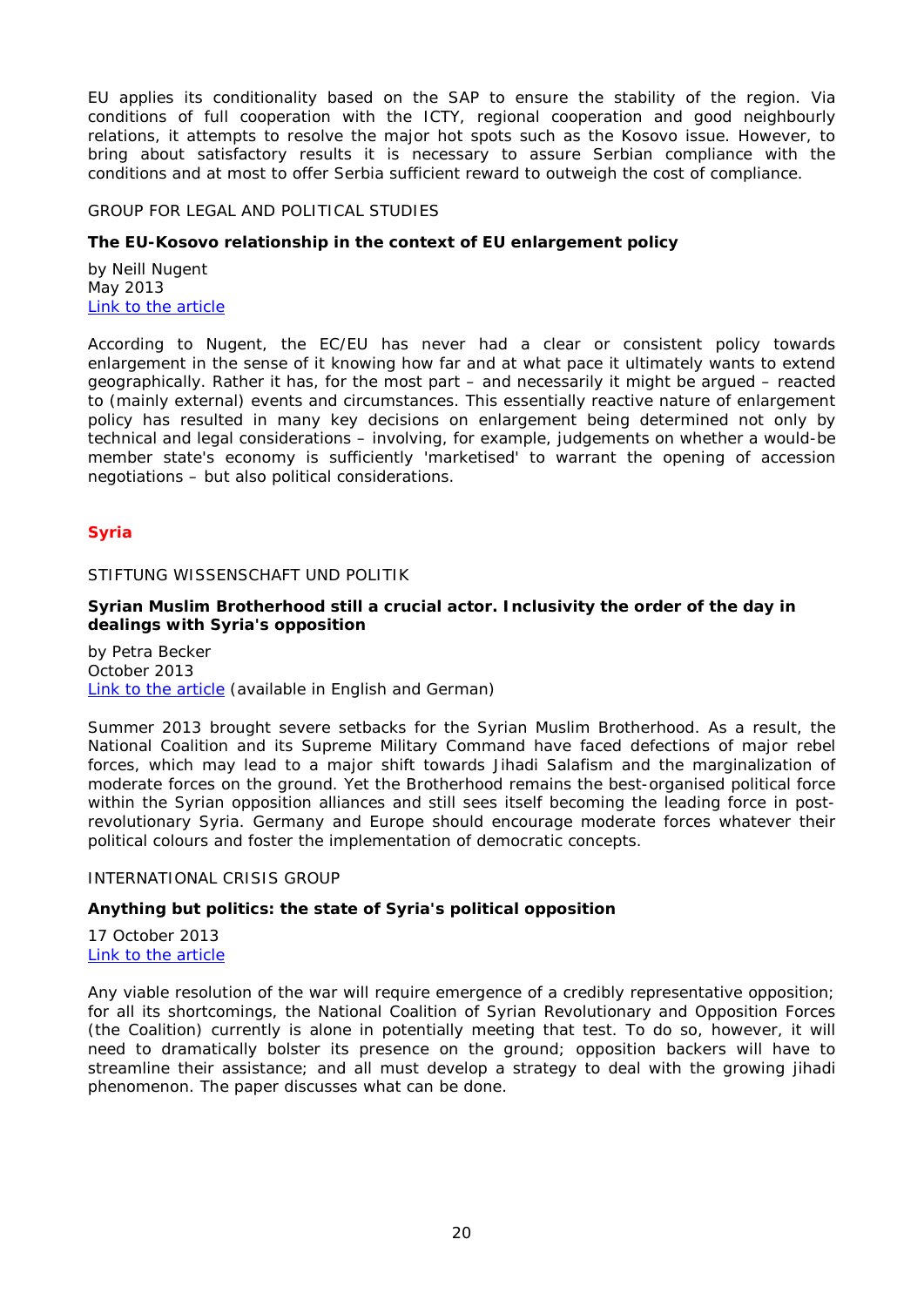EU applies its conditionality based on the SAP to ensure the stability of the region. Via conditions of full cooperation with the ICTY, regional cooperation and good neighbourly relations, it attempts to resolve the major hot spots such as the Kosovo issue. However, to bring about satisfactory results it is necessary to assure Serbian compliance with the conditions and at most to offer Serbia sufficient reward to outweigh the cost of compliance.

GROUP FOR LEGAL AND POLITICAL STUDIES

**The EU-Kosovo relationship in the context of EU enlargement policy**

by Neill Nugent
May 2013
Link to the article

According to Nugent, the EC/EU has never had a clear or consistent policy towards enlargement in the sense of it knowing how far and at what pace it ultimately wants to extend geographically. Rather it has, for the most part – and necessarily it might be argued – reacted to (mainly external) events and circumstances. This essentially reactive nature of enlargement policy has resulted in many key decisions on enlargement being determined not only by technical and legal considerations – involving, for example, judgements on whether a would-be member state's economy is sufficiently 'marketised' to warrant the opening of accession negotiations – but also political considerations.

## Syria

STIFTUNG WISSENSCHAFT UND POLITIK

**Syrian Muslim Brotherhood still a crucial actor. Inclusivity the order of the day in dealings with Syria's opposition**

by Petra Becker
October 2013
Link to the article (available in English and German)

Summer 2013 brought severe setbacks for the Syrian Muslim Brotherhood. As a result, the National Coalition and its Supreme Military Command have faced defections of major rebel forces, which may lead to a major shift towards Jihadi Salafism and the marginalization of moderate forces on the ground. Yet the Brotherhood remains the best-organised political force within the Syrian opposition alliances and still sees itself becoming the leading force in post-revolutionary Syria. Germany and Europe should encourage moderate forces whatever their political colours and foster the implementation of democratic concepts.

INTERNATIONAL CRISIS GROUP

**Anything but politics: the state of Syria's political opposition**

17 October 2013
Link to the article

Any viable resolution of the war will require emergence of a credibly representative opposition; for all its shortcomings, the National Coalition of Syrian Revolutionary and Opposition Forces (the Coalition) currently is alone in potentially meeting that test. To do so, however, it will need to dramatically bolster its presence on the ground; opposition backers will have to streamline their assistance; and all must develop a strategy to deal with the growing jihadi phenomenon. The paper discusses what can be done.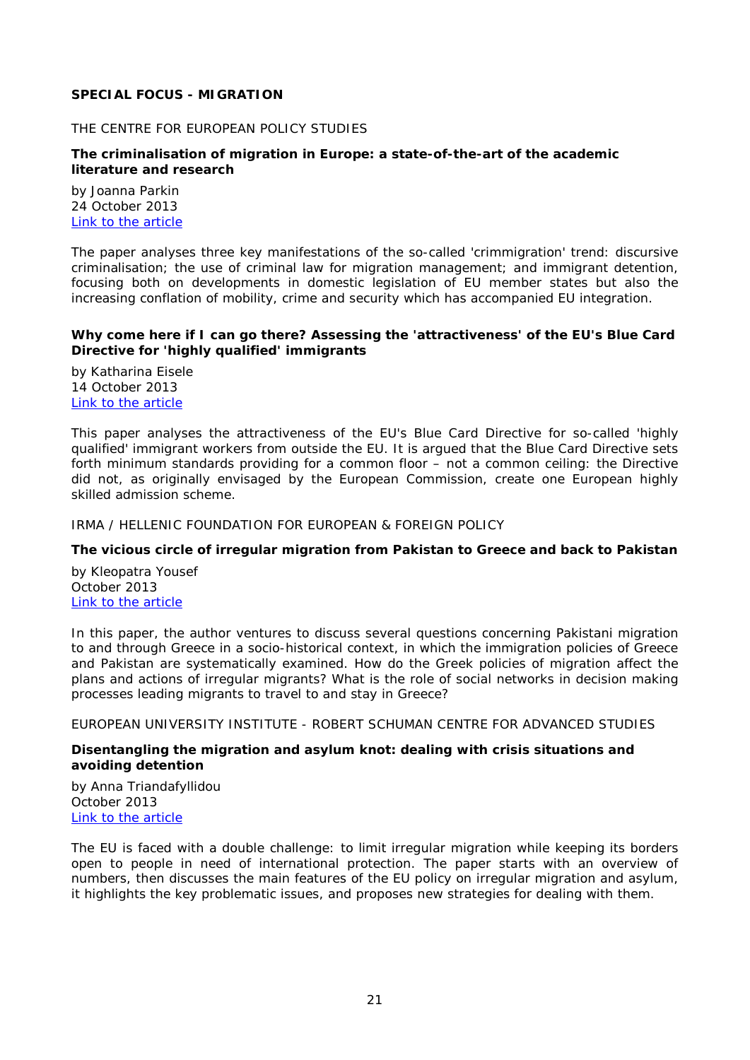## SPECIAL FOCUS - MIGRATION

THE CENTRE FOR EUROPEAN POLICY STUDIES

**The criminalisation of migration in Europe: a state-of-the-art of the academic literature and research**

by Joanna Parkin
24 October 2013
Link to the article

The paper analyses three key manifestations of the so-called 'crimmigration' trend: discursive criminalisation; the use of criminal law for migration management; and immigrant detention, focusing both on developments in domestic legislation of EU member states but also the increasing conflation of mobility, crime and security which has accompanied EU integration.

**Why come here if I can go there? Assessing the 'attractiveness' of the EU's Blue Card Directive for 'highly qualified' immigrants**

by Katharina Eisele
14 October 2013
Link to the article

This paper analyses the attractiveness of the EU's Blue Card Directive for so-called 'highly qualified' immigrant workers from outside the EU. It is argued that the Blue Card Directive sets forth minimum standards providing for a common floor – not a common ceiling: the Directive did not, as originally envisaged by the European Commission, create one European highly skilled admission scheme.

IRMA / HELLENIC FOUNDATION FOR EUROPEAN & FOREIGN POLICY

**The vicious circle of irregular migration from Pakistan to Greece and back to Pakistan**

by Kleopatra Yousef
October 2013
Link to the article

In this paper, the author ventures to discuss several questions concerning Pakistani migration to and through Greece in a socio-historical context, in which the immigration policies of Greece and Pakistan are systematically examined. How do the Greek policies of migration affect the plans and actions of irregular migrants? What is the role of social networks in decision making processes leading migrants to travel to and stay in Greece?

EUROPEAN UNIVERSITY INSTITUTE - ROBERT SCHUMAN CENTRE FOR ADVANCED STUDIES

**Disentangling the migration and asylum knot: dealing with crisis situations and avoiding detention**

by Anna Triandafyllidou
October 2013
Link to the article

The EU is faced with a double challenge: to limit irregular migration while keeping its borders open to people in need of international protection. The paper starts with an overview of numbers, then discusses the main features of the EU policy on irregular migration and asylum, it highlights the key problematic issues, and proposes new strategies for dealing with them.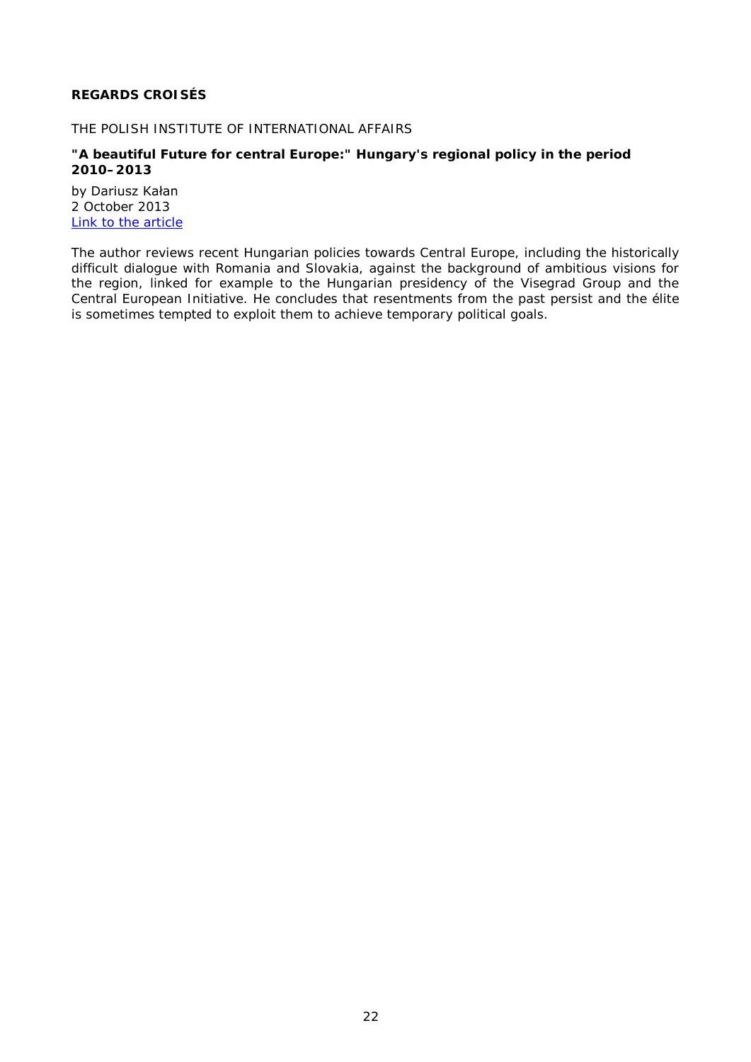**REGARDS CROISÉS**

THE POLISH INSTITUTE OF INTERNATIONAL AFFAIRS

**"A beautiful Future for central Europe:" Hungary's regional policy in the period 2010–2013**

by Dariusz Kałan
2 October 2013
[Link to the article]

The author reviews recent Hungarian policies towards Central Europe, including the historically difficult dialogue with Romania and Slovakia, against the background of ambitious visions for the region, linked for example to the Hungarian presidency of the Visegrad Group and the Central European Initiative. He concludes that resentments from the past persist and the élite is sometimes tempted to exploit them to achieve temporary political goals.